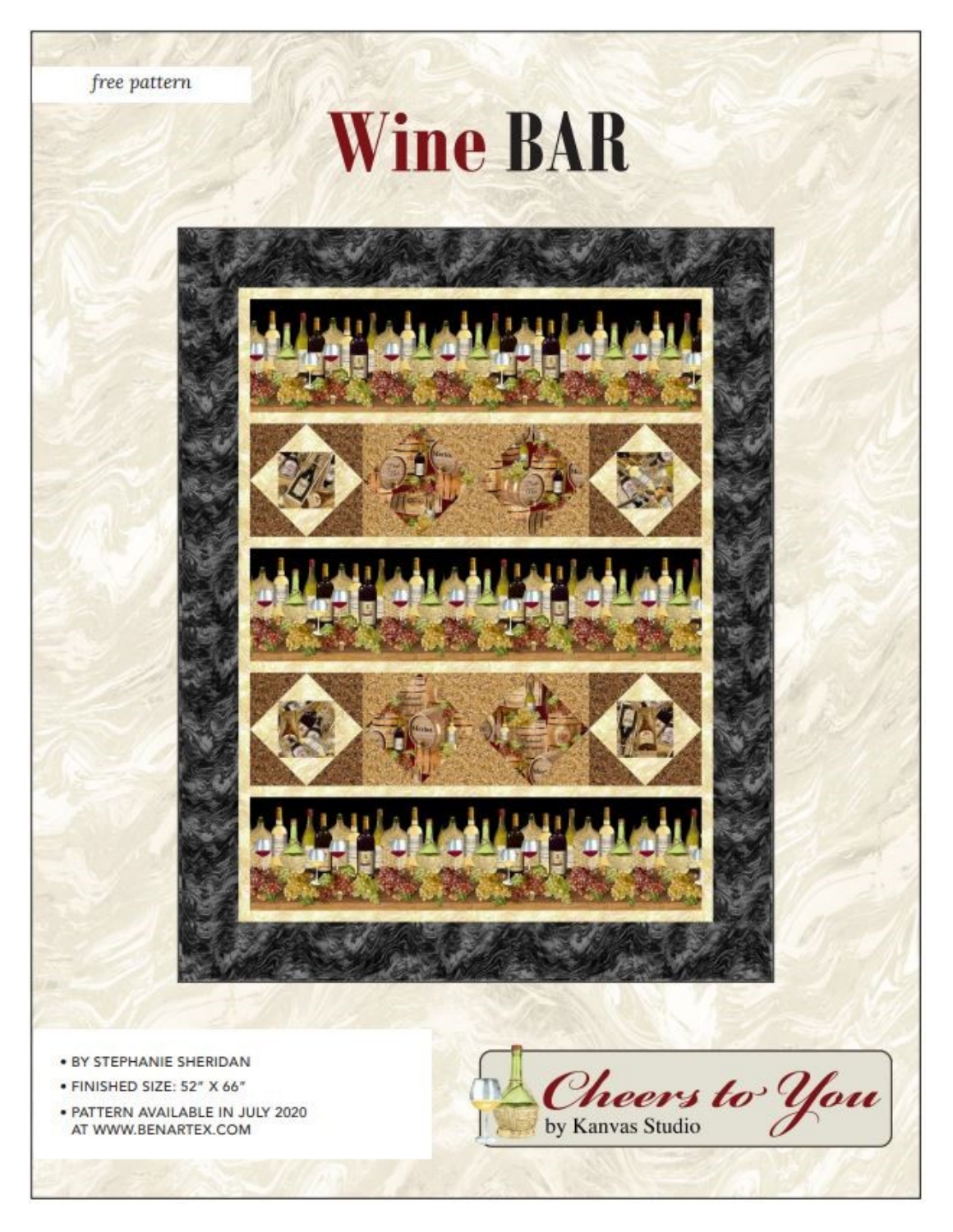*free pattern*

# Wine BAR

- BY STEPHANIE SHERIDAN
- FINISHED SIZE: 52" X 66"
- PATTERN AVAILABLE IN JULY 2020 AT WWW.BENARTEX.COM

*Cheers to You*
by Kanvas Studio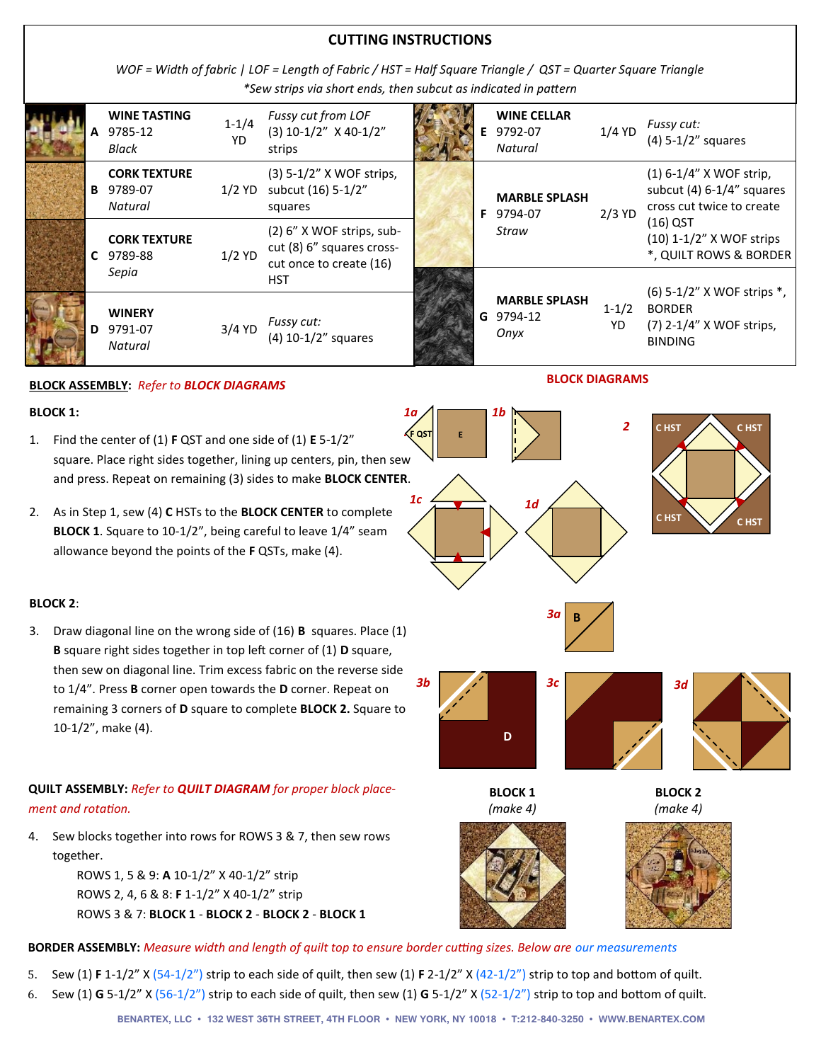# CUTTING INSTRUCTIONS

*WOF = Width of fabric | LOF = Length of Fabric / HST = Half Square Triangle / QST = Quarter Square Triangle*

*\*Sew strips via short ends, then subcut as indicated in pattern*

| | Fabric | Yardage | Cutting |
|---|---|---|---|
| A | **WINE TASTING** 9785-12 *Black* | 1-1/4 YD | *Fussy cut from LOF* (3) 10-1/2" X 40-1/2" strips |
| B | **CORK TEXTURE** 9789-07 *Natural* | 1/2 YD | (3) 5-1/2" X WOF strips, subcut (16) 5-1/2" squares |
| C | **CORK TEXTURE** 9789-88 *Sepia* | 1/2 YD | (2) 6" X WOF strips, sub-cut (8) 6" squares cross-cut once to create (16) HST |
| D | **WINERY** 9791-07 *Natural* | 3/4 YD | *Fussy cut:* (4) 10-1/2" squares |
| E | **WINE CELLAR** 9792-07 *Natural* | 1/4 YD | *Fussy cut:* (4) 5-1/2" squares |
| F | **MARBLE SPLASH** 9794-07 *Straw* | 2/3 YD | (1) 6-1/4" X WOF strip, subcut (4) 6-1/4" squares cross cut twice to create (16) QST (10) 1-1/2" X WOF strips *, QUILT ROWS & BORDER |
| G | **MARBLE SPLASH** 9794-12 *Onyx* | 1-1/2 YD | (6) 5-1/2" X WOF strips *, BORDER (7) 2-1/4" X WOF strips, BINDING |

**BLOCK ASSEMBLY:** *Refer to* ***BLOCK DIAGRAMS***

**BLOCK 1:**

1. Find the center of (1) **F** QST and one side of (1) **E** 5-1/2" square. Place right sides together, lining up centers, pin, then sew and press. Repeat on remaining (3) sides to make **BLOCK CENTER**.
2. As in Step 1, sew (4) **C** HSTs to the **BLOCK CENTER** to complete **BLOCK 1**. Square to 10-1/2", being careful to leave 1/4" seam allowance beyond the points of the **F** QSTs, make (4).

**BLOCK 2**:

3. Draw diagonal line on the wrong side of (16) **B** squares. Place (1) **B** square right sides together in top left corner of (1) **D** square, then sew on diagonal line. Trim excess fabric on the reverse side to 1/4". Press **B** corner open towards the **D** corner. Repeat on remaining 3 corners of **D** square to complete **BLOCK 2.** Square to 10-1/2", make (4).

**BLOCK DIAGRAMS**

1a F QST E 1b 2 C HST C HST C HST C HST 1c 1d 3a B 3b D 3c 3d

**BLOCK 1** *(make 4)*

**BLOCK 2** *(make 4)*

**QUILT ASSEMBLY:** *Refer to* ***QUILT DIAGRAM*** *for proper block placement and rotation.*

4. Sew blocks together into rows for ROWS 3 & 7, then sew rows together.
   - ROWS 1, 5 & 9: **A** 10-1/2" X 40-1/2" strip
   - ROWS 2, 4, 6 & 8: **F** 1-1/2" X 40-1/2" strip
   - ROWS 3 & 7: **BLOCK 1** - **BLOCK 2** - **BLOCK 2** - **BLOCK 1**

**BORDER ASSEMBLY:** *Measure width and length of quilt top to ensure border cutting sizes. Below are our measurements*

5. Sew (1) **F** 1-1/2" X (54-1/2") strip to each side of quilt, then sew (1) **F** 2-1/2" X (42-1/2") strip to top and bottom of quilt.
6. Sew (1) **G** 5-1/2" X (56-1/2") strip to each side of quilt, then sew (1) **G** 5-1/2" X (52-1/2") strip to top and bottom of quilt.

BENARTEX, LLC • 132 WEST 36TH STREET, 4TH FLOOR • NEW YORK, NY 10018 • T:212-840-3250 • WWW.BENARTEX.COM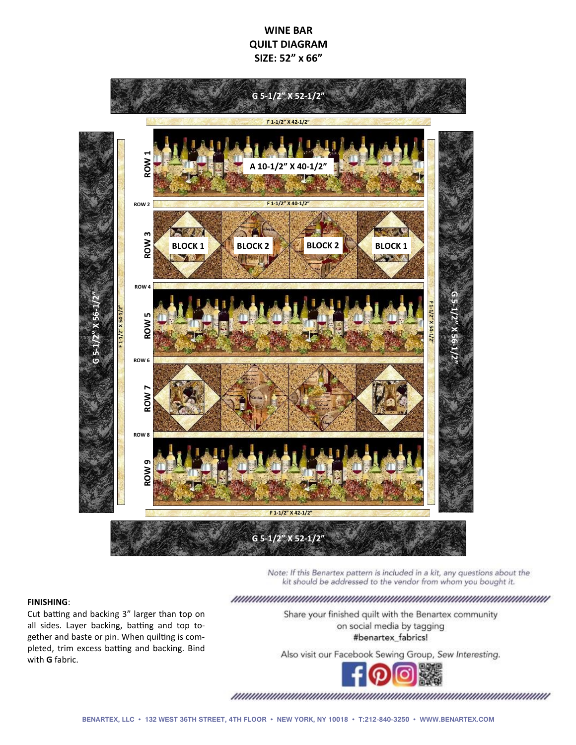# WINE BAR
## QUILT DIAGRAM
## SIZE: 52” x 66”

G 5-1/2” X 52-1/2”

F 1-1/2” X 42-1/2”

ROW 1

A 10-1/2” X 40-1/2”

ROW 2

F 1-1/2” X 40-1/2”

ROW 3

BLOCK 1

BLOCK 2

BLOCK 2

BLOCK 1

ROW 4

ROW 5

ROW 6

ROW 7

ROW 8

ROW 9

G 5-1/2” X 56-1/2”

F 1-1/2” X 54-1/2”

F 1-1/2” X 54-1/2”

G 5-1/2” X 56-1/2”

F 1-1/2” X 42-1/2”

G 5-1/2” X 52-1/2”

*Note: If this Benartex pattern is included in a kit, any questions about the kit should be addressed to the vendor from whom you bought it.*

**FINISHING**:
Cut batting and backing 3” larger than top on all sides. Layer backing, batting and top together and baste or pin. When quilting is completed, trim excess batting and backing. Bind with **G** fabric.

Share your finished quilt with the Benartex community on social media by tagging #benartex_fabrics!

Also visit our Facebook Sewing Group, *Sew Interesting*.

BENARTEX, LLC • 132 WEST 36TH STREET, 4TH FLOOR • NEW YORK, NY 10018 • T:212-840-3250 • WWW.BENARTEX.COM